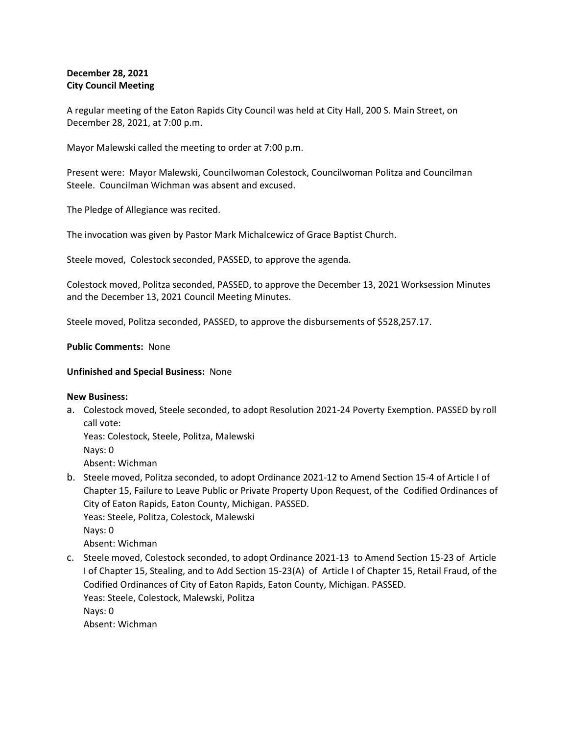**December 28, 2021**
**City Council Meeting**

A regular meeting of the Eaton Rapids City Council was held at City Hall, 200 S. Main Street, on December 28, 2021, at 7:00 p.m.

Mayor Malewski called the meeting to order at 7:00 p.m.

Present were: Mayor Malewski, Councilwoman Colestock, Councilwoman Politza and Councilman Steele. Councilman Wichman was absent and excused.

The Pledge of Allegiance was recited.

The invocation was given by Pastor Mark Michalcewicz of Grace Baptist Church.

Steele moved, Colestock seconded, PASSED, to approve the agenda.

Colestock moved, Politza seconded, PASSED, to approve the December 13, 2021 Worksession Minutes and the December 13, 2021 Council Meeting Minutes.

Steele moved, Politza seconded, PASSED, to approve the disbursements of $528,257.17.

**Public Comments:** None

**Unfinished and Special Business:** None

**New Business:**

a. Colestock moved, Steele seconded, to adopt Resolution 2021-24 Poverty Exemption. PASSED by roll call vote:
   Yeas: Colestock, Steele, Politza, Malewski
   Nays: 0
   Absent: Wichman
b. Steele moved, Politza seconded, to adopt Ordinance 2021-12 to Amend Section 15-4 of Article I of Chapter 15, Failure to Leave Public or Private Property Upon Request, of the Codified Ordinances of City of Eaton Rapids, Eaton County, Michigan. PASSED.
   Yeas: Steele, Politza, Colestock, Malewski
   Nays: 0
   Absent: Wichman
c. Steele moved, Colestock seconded, to adopt Ordinance 2021-13 to Amend Section 15-23 of Article I of Chapter 15, Stealing, and to Add Section 15-23(A) of Article I of Chapter 15, Retail Fraud, of the Codified Ordinances of City of Eaton Rapids, Eaton County, Michigan. PASSED.
   Yeas: Steele, Colestock, Malewski, Politza
   Nays: 0
   Absent: Wichman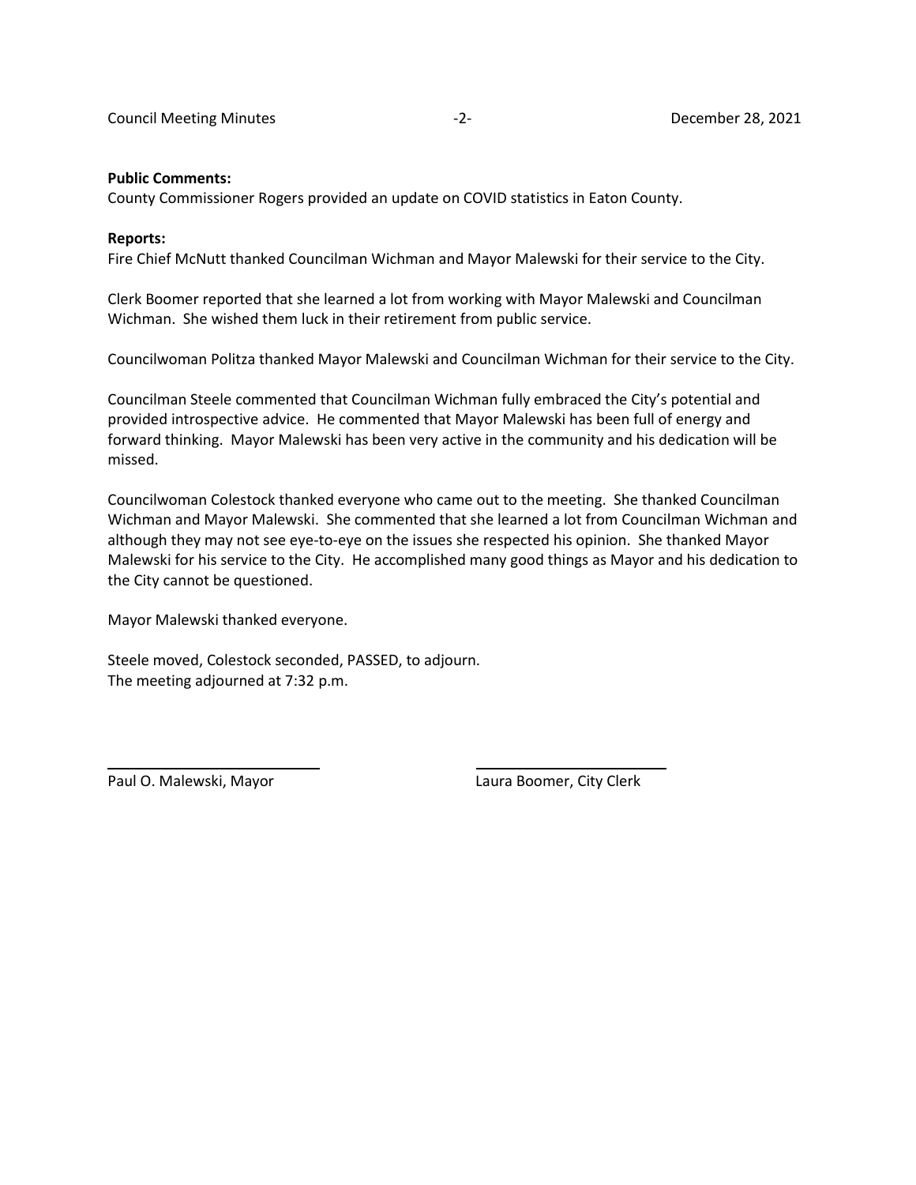**Public Comments:**
County Commissioner Rogers provided an update on COVID statistics in Eaton County.

**Reports:**
Fire Chief McNutt thanked Councilman Wichman and Mayor Malewski for their service to the City.

Clerk Boomer reported that she learned a lot from working with Mayor Malewski and Councilman Wichman. She wished them luck in their retirement from public service.

Councilwoman Politza thanked Mayor Malewski and Councilman Wichman for their service to the City.

Councilman Steele commented that Councilman Wichman fully embraced the City's potential and provided introspective advice. He commented that Mayor Malewski has been full of energy and forward thinking. Mayor Malewski has been very active in the community and his dedication will be missed.

Councilwoman Colestock thanked everyone who came out to the meeting. She thanked Councilman Wichman and Mayor Malewski. She commented that she learned a lot from Councilman Wichman and although they may not see eye-to-eye on the issues she respected his opinion. She thanked Mayor Malewski for his service to the City. He accomplished many good things as Mayor and his dedication to the City cannot be questioned.

Mayor Malewski thanked everyone.

Steele moved, Colestock seconded, PASSED, to adjourn.
The meeting adjourned at 7:32 p.m.

Paul O. Malewski, Mayor

Laura Boomer, City Clerk